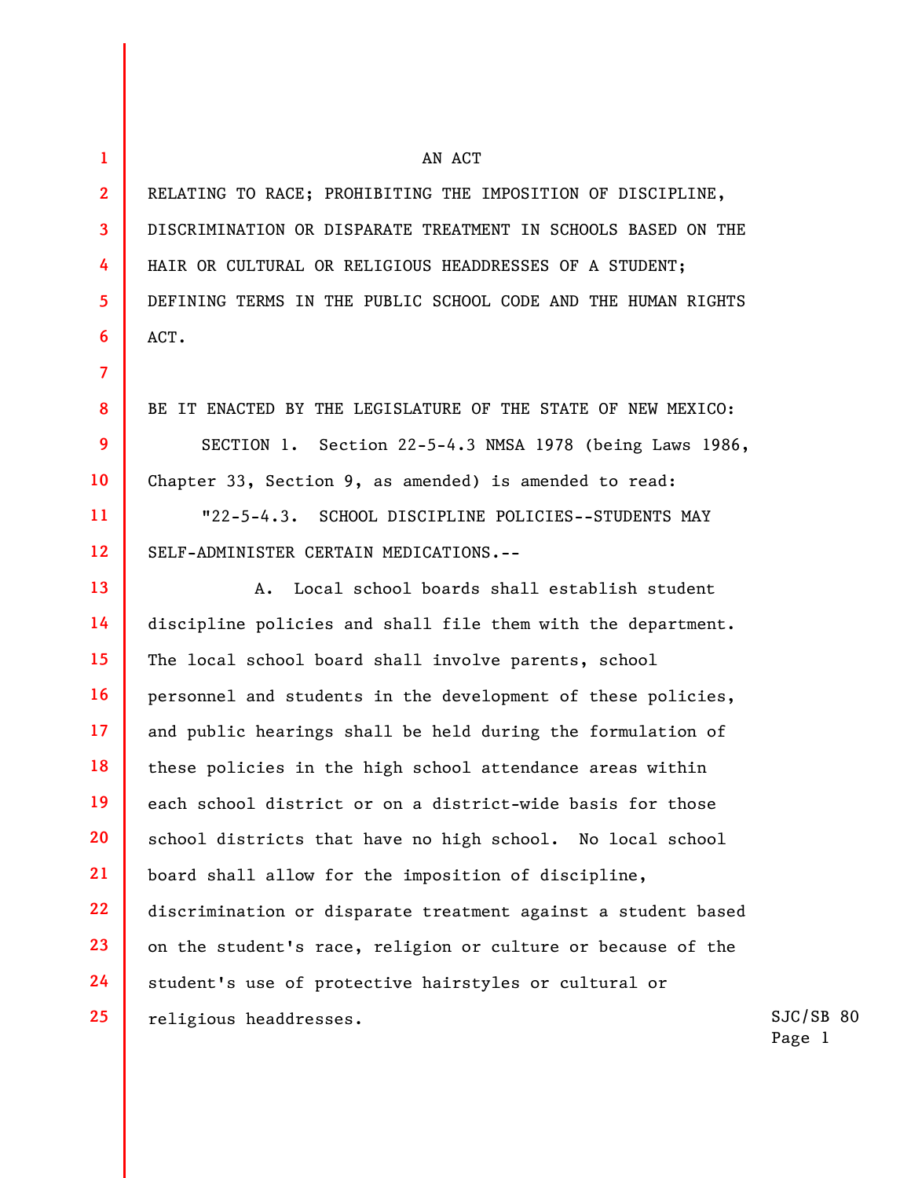AN ACT

RELATING TO RACE; PROHIBITING THE IMPOSITION OF DISCIPLINE, DISCRIMINATION OR DISPARATE TREATMENT IN SCHOOLS BASED ON THE HAIR OR CULTURAL OR RELIGIOUS HEADDRESSES OF A STUDENT; DEFINING TERMS IN THE PUBLIC SCHOOL CODE AND THE HUMAN RIGHTS ACT.

BE IT ENACTED BY THE LEGISLATURE OF THE STATE OF NEW MEXICO:

SECTION 1. Section 22-5-4.3 NMSA 1978 (being Laws 1986, Chapter 33, Section 9, as amended) is amended to read:

"22-5-4.3. SCHOOL DISCIPLINE POLICIES--STUDENTS MAY SELF-ADMINISTER CERTAIN MEDICATIONS.--

A. Local school boards shall establish student discipline policies and shall file them with the department. The local school board shall involve parents, school personnel and students in the development of these policies, and public hearings shall be held during the formulation of these policies in the high school attendance areas within each school district or on a district-wide basis for those school districts that have no high school. No local school board shall allow for the imposition of discipline, discrimination or disparate treatment against a student based on the student's race, religion or culture or because of the student's use of protective hairstyles or cultural or religious headdresses.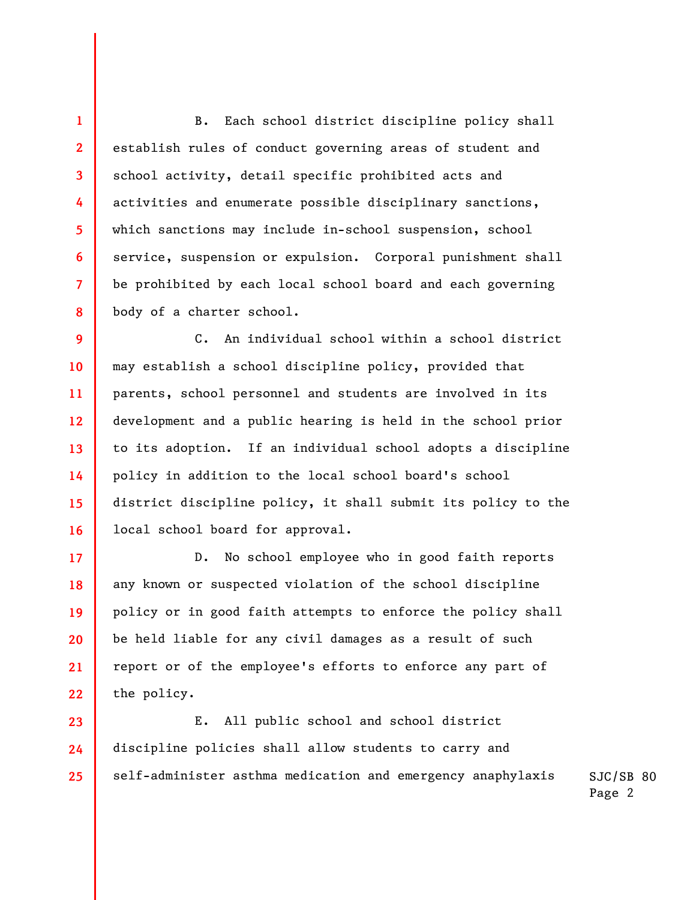B. Each school district discipline policy shall establish rules of conduct governing areas of student and school activity, detail specific prohibited acts and activities and enumerate possible disciplinary sanctions, which sanctions may include in-school suspension, school service, suspension or expulsion. Corporal punishment shall be prohibited by each local school board and each governing body of a charter school.

C. An individual school within a school district may establish a school discipline policy, provided that parents, school personnel and students are involved in its development and a public hearing is held in the school prior to its adoption. If an individual school adopts a discipline policy in addition to the local school board's school district discipline policy, it shall submit its policy to the local school board for approval.

D. No school employee who in good faith reports any known or suspected violation of the school discipline policy or in good faith attempts to enforce the policy shall be held liable for any civil damages as a result of such report or of the employee's efforts to enforce any part of the policy.

E. All public school and school district discipline policies shall allow students to carry and self-administer asthma medication and emergency anaphylaxis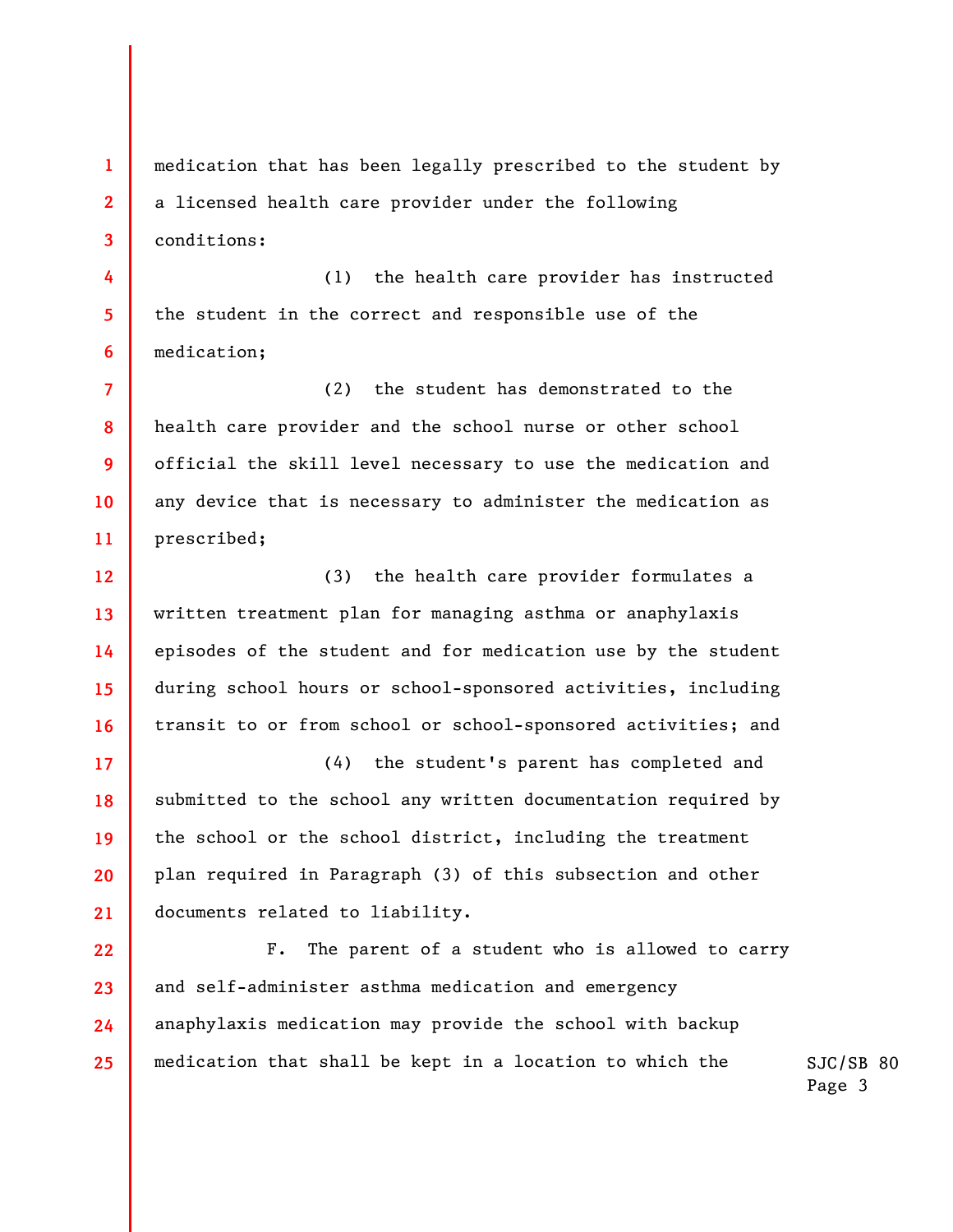medication that has been legally prescribed to the student by a licensed health care provider under the following conditions:

(1) the health care provider has instructed the student in the correct and responsible use of the medication;

(2) the student has demonstrated to the health care provider and the school nurse or other school official the skill level necessary to use the medication and any device that is necessary to administer the medication as prescribed;

(3) the health care provider formulates a written treatment plan for managing asthma or anaphylaxis episodes of the student and for medication use by the student during school hours or school-sponsored activities, including transit to or from school or school-sponsored activities; and

(4) the student's parent has completed and submitted to the school any written documentation required by the school or the school district, including the treatment plan required in Paragraph (3) of this subsection and other documents related to liability.

F. The parent of a student who is allowed to carry and self-administer asthma medication and emergency anaphylaxis medication may provide the school with backup medication that shall be kept in a location to which the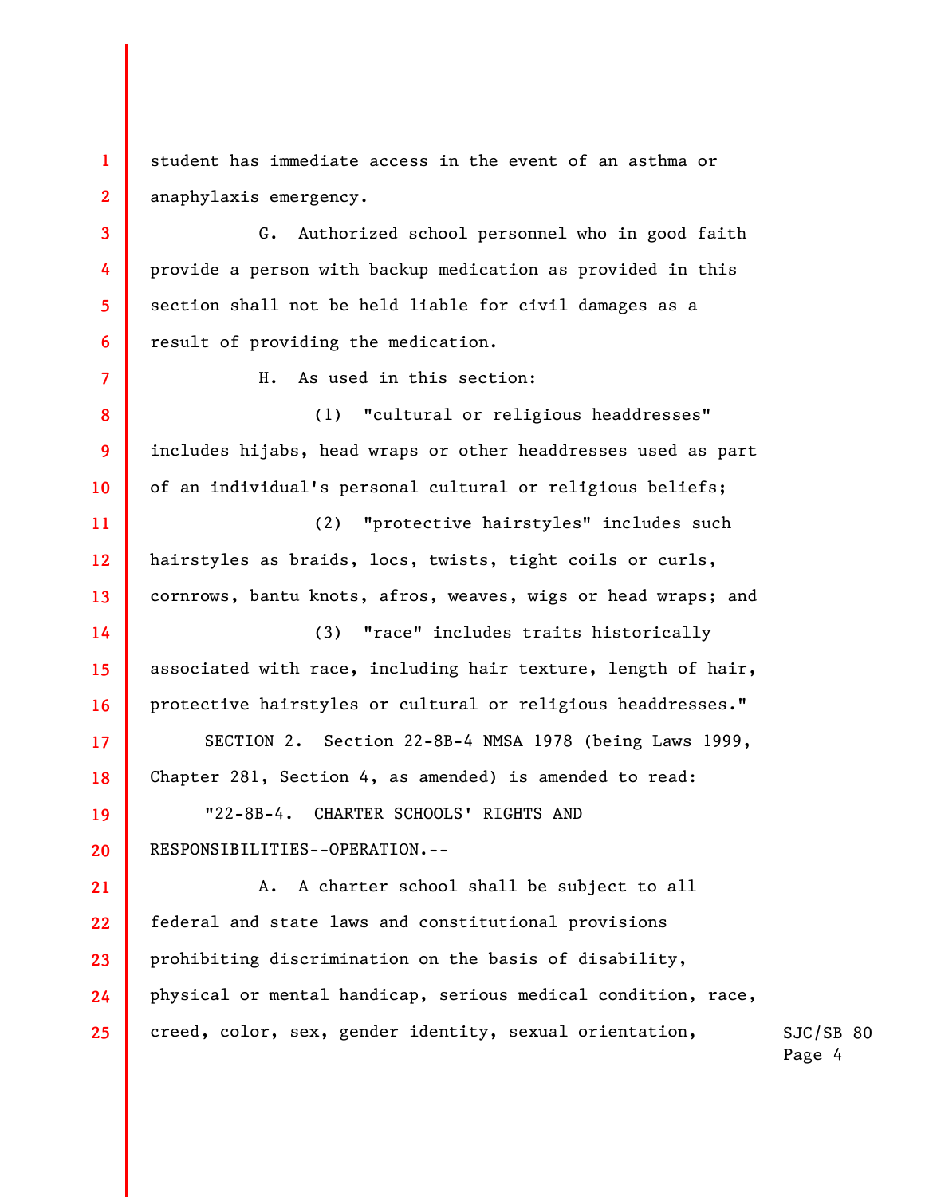student has immediate access in the event of an asthma or anaphylaxis emergency.

G. Authorized school personnel who in good faith provide a person with backup medication as provided in this section shall not be held liable for civil damages as a result of providing the medication.

H. As used in this section:

(1) "cultural or religious headdresses" includes hijabs, head wraps or other headdresses used as part of an individual's personal cultural or religious beliefs;

(2) "protective hairstyles" includes such hairstyles as braids, locs, twists, tight coils or curls, cornrows, bantu knots, afros, weaves, wigs or head wraps; and

(3) "race" includes traits historically associated with race, including hair texture, length of hair, protective hairstyles or cultural or religious headdresses."

SECTION 2. Section 22-8B-4 NMSA 1978 (being Laws 1999, Chapter 281, Section 4, as amended) is amended to read:

"22-8B-4. CHARTER SCHOOLS' RIGHTS AND RESPONSIBILITIES--OPERATION.--

A. A charter school shall be subject to all federal and state laws and constitutional provisions prohibiting discrimination on the basis of disability, physical or mental handicap, serious medical condition, race, creed, color, sex, gender identity, sexual orientation,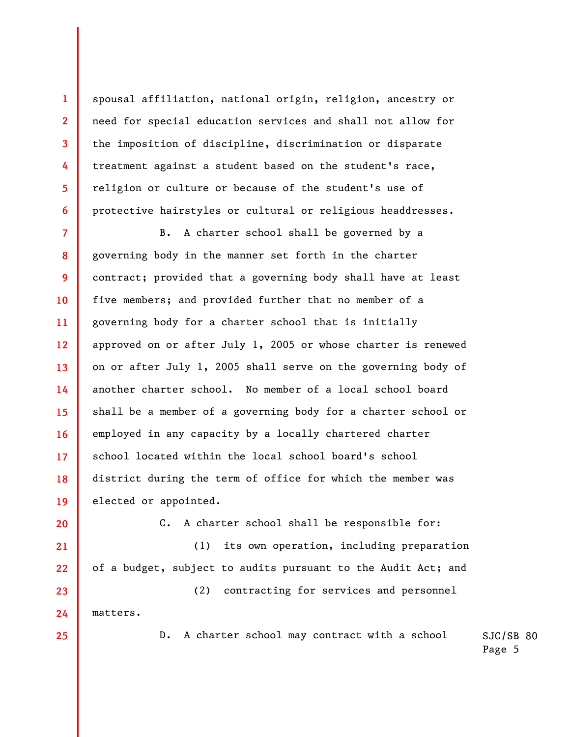spousal affiliation, national origin, religion, ancestry or need for special education services and shall not allow for the imposition of discipline, discrimination or disparate treatment against a student based on the student's race, religion or culture or because of the student's use of protective hairstyles or cultural or religious headdresses.

B. A charter school shall be governed by a governing body in the manner set forth in the charter contract; provided that a governing body shall have at least five members; and provided further that no member of a governing body for a charter school that is initially approved on or after July 1, 2005 or whose charter is renewed on or after July 1, 2005 shall serve on the governing body of another charter school. No member of a local school board shall be a member of a governing body for a charter school or employed in any capacity by a locally chartered charter school located within the local school board's school district during the term of office for which the member was elected or appointed.

C. A charter school shall be responsible for:

(1) its own operation, including preparation of a budget, subject to audits pursuant to the Audit Act; and

(2) contracting for services and personnel matters.

D. A charter school may contract with a school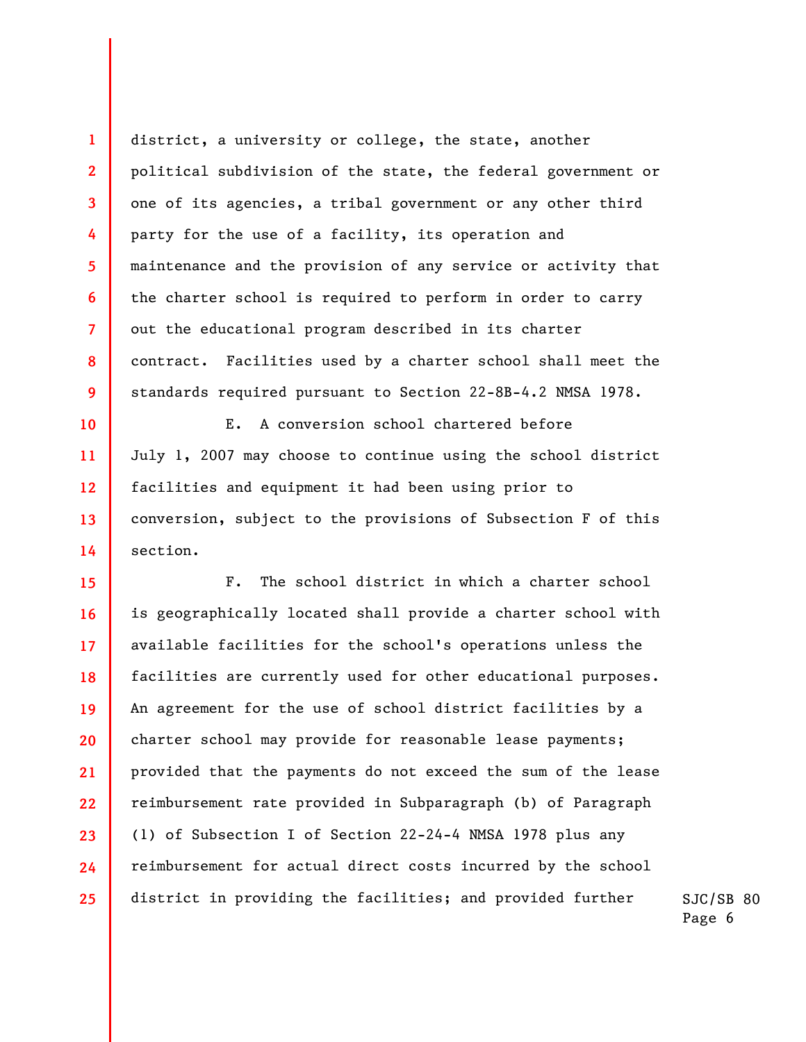district, a university or college, the state, another political subdivision of the state, the federal government or one of its agencies, a tribal government or any other third party for the use of a facility, its operation and maintenance and the provision of any service or activity that the charter school is required to perform in order to carry out the educational program described in its charter contract. Facilities used by a charter school shall meet the standards required pursuant to Section 22-8B-4.2 NMSA 1978.

E. A conversion school chartered before July 1, 2007 may choose to continue using the school district facilities and equipment it had been using prior to conversion, subject to the provisions of Subsection F of this section.

F. The school district in which a charter school is geographically located shall provide a charter school with available facilities for the school's operations unless the facilities are currently used for other educational purposes. An agreement for the use of school district facilities by a charter school may provide for reasonable lease payments; provided that the payments do not exceed the sum of the lease reimbursement rate provided in Subparagraph (b) of Paragraph (1) of Subsection I of Section 22-24-4 NMSA 1978 plus any reimbursement for actual direct costs incurred by the school district in providing the facilities; and provided further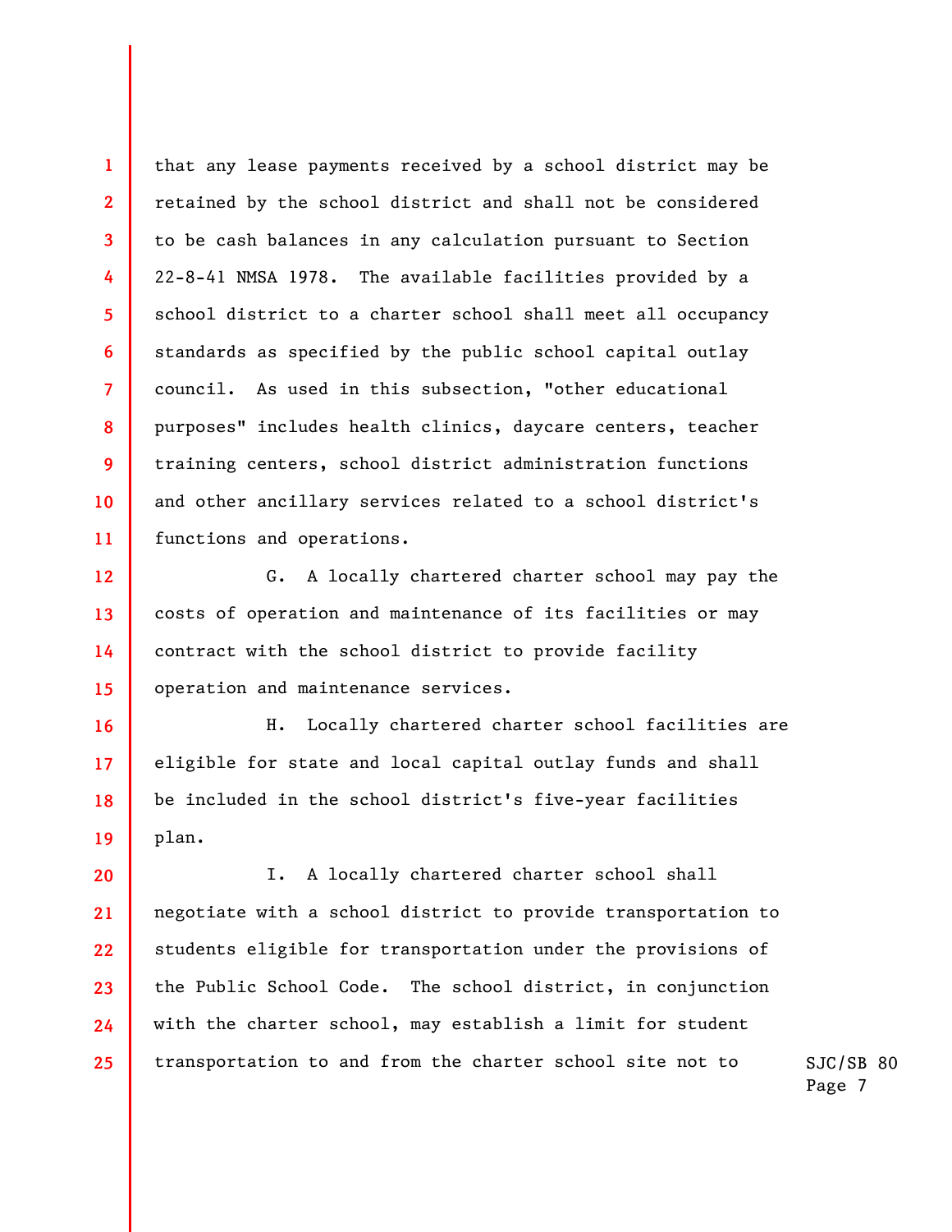that any lease payments received by a school district may be retained by the school district and shall not be considered to be cash balances in any calculation pursuant to Section 22-8-41 NMSA 1978. The available facilities provided by a school district to a charter school shall meet all occupancy standards as specified by the public school capital outlay council. As used in this subsection, "other educational purposes" includes health clinics, daycare centers, teacher training centers, school district administration functions and other ancillary services related to a school district's functions and operations.

G. A locally chartered charter school may pay the costs of operation and maintenance of its facilities or may contract with the school district to provide facility operation and maintenance services.

H. Locally chartered charter school facilities are eligible for state and local capital outlay funds and shall be included in the school district's five-year facilities plan.

I. A locally chartered charter school shall negotiate with a school district to provide transportation to students eligible for transportation under the provisions of the Public School Code. The school district, in conjunction with the charter school, may establish a limit for student transportation to and from the charter school site not to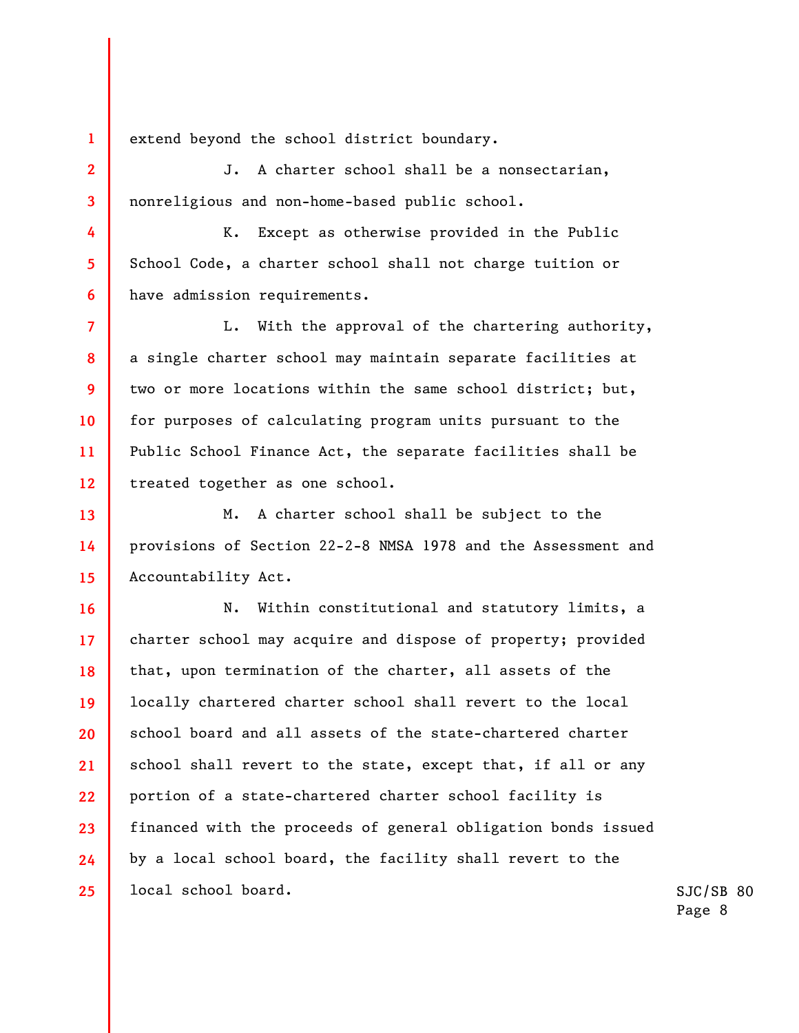extend beyond the school district boundary.

J. A charter school shall be a nonsectarian, nonreligious and non-home-based public school.

K. Except as otherwise provided in the Public School Code, a charter school shall not charge tuition or have admission requirements.

L. With the approval of the chartering authority, a single charter school may maintain separate facilities at two or more locations within the same school district; but, for purposes of calculating program units pursuant to the Public School Finance Act, the separate facilities shall be treated together as one school.

M. A charter school shall be subject to the provisions of Section 22-2-8 NMSA 1978 and the Assessment and Accountability Act.

N. Within constitutional and statutory limits, a charter school may acquire and dispose of property; provided that, upon termination of the charter, all assets of the locally chartered charter school shall revert to the local school board and all assets of the state-chartered charter school shall revert to the state, except that, if all or any portion of a state-chartered charter school facility is financed with the proceeds of general obligation bonds issued by a local school board, the facility shall revert to the local school board.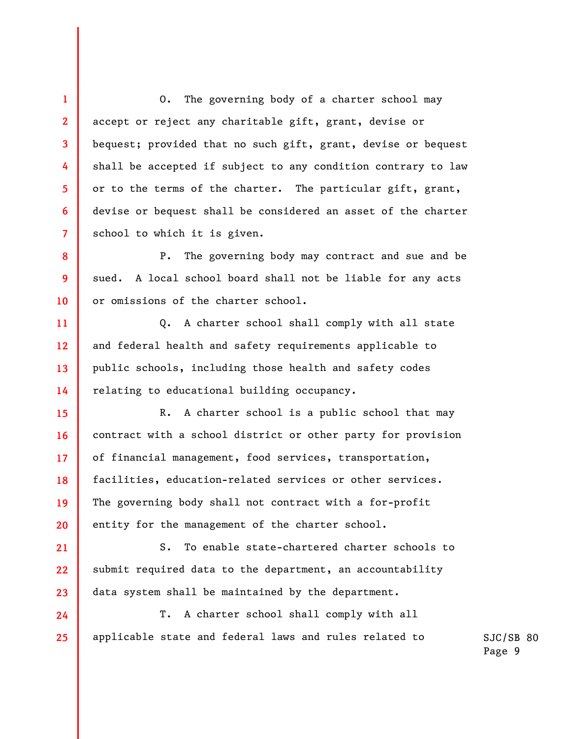O. The governing body of a charter school may accept or reject any charitable gift, grant, devise or bequest; provided that no such gift, grant, devise or bequest shall be accepted if subject to any condition contrary to law or to the terms of the charter. The particular gift, grant, devise or bequest shall be considered an asset of the charter school to which it is given.

P. The governing body may contract and sue and be sued. A local school board shall not be liable for any acts or omissions of the charter school.

Q. A charter school shall comply with all state and federal health and safety requirements applicable to public schools, including those health and safety codes relating to educational building occupancy.

R. A charter school is a public school that may contract with a school district or other party for provision of financial management, food services, transportation, facilities, education-related services or other services. The governing body shall not contract with a for-profit entity for the management of the charter school.

S. To enable state-chartered charter schools to submit required data to the department, an accountability data system shall be maintained by the department.

T. A charter school shall comply with all applicable state and federal laws and rules related to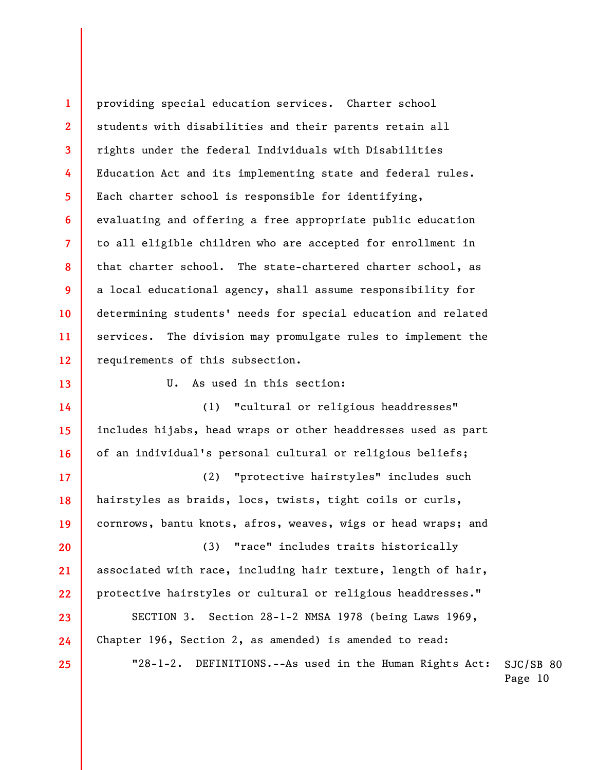providing special education services. Charter school students with disabilities and their parents retain all rights under the federal Individuals with Disabilities Education Act and its implementing state and federal rules. Each charter school is responsible for identifying, evaluating and offering a free appropriate public education to all eligible children who are accepted for enrollment in that charter school. The state-chartered charter school, as a local educational agency, shall assume responsibility for determining students' needs for special education and related services. The division may promulgate rules to implement the requirements of this subsection.

U. As used in this section:

(1) "cultural or religious headdresses" includes hijabs, head wraps or other headdresses used as part of an individual's personal cultural or religious beliefs;

(2) "protective hairstyles" includes such hairstyles as braids, locs, twists, tight coils or curls, cornrows, bantu knots, afros, weaves, wigs or head wraps; and

(3) "race" includes traits historically associated with race, including hair texture, length of hair, protective hairstyles or cultural or religious headdresses."

SECTION 3. Section 28-1-2 NMSA 1978 (being Laws 1969, Chapter 196, Section 2, as amended) is amended to read:

"28-1-2. DEFINITIONS.--As used in the Human Rights Act: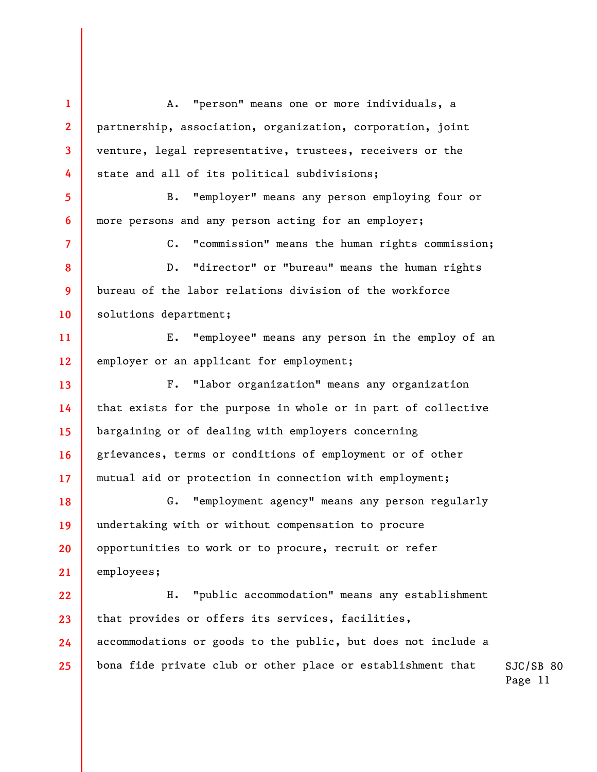A. "person" means one or more individuals, a partnership, association, organization, corporation, joint venture, legal representative, trustees, receivers or the state and all of its political subdivisions;

B. "employer" means any person employing four or more persons and any person acting for an employer;

C. "commission" means the human rights commission;

D. "director" or "bureau" means the human rights bureau of the labor relations division of the workforce solutions department;

E. "employee" means any person in the employ of an employer or an applicant for employment;

F. "labor organization" means any organization that exists for the purpose in whole or in part of collective bargaining or of dealing with employers concerning grievances, terms or conditions of employment or of other mutual aid or protection in connection with employment;

G. "employment agency" means any person regularly undertaking with or without compensation to procure opportunities to work or to procure, recruit or refer employees;

H. "public accommodation" means any establishment that provides or offers its services, facilities, accommodations or goods to the public, but does not include a bona fide private club or other place or establishment that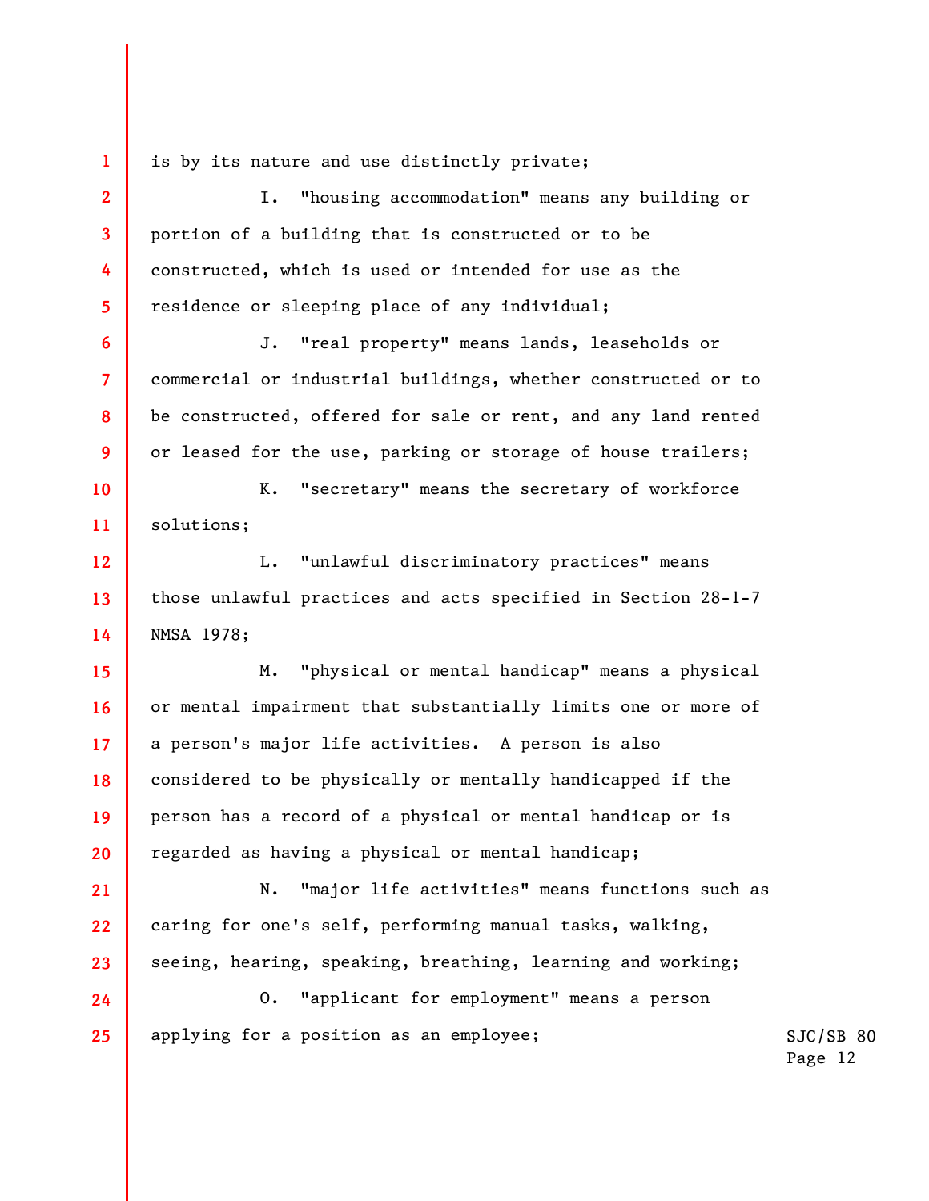is by its nature and use distinctly private;

I. "housing accommodation" means any building or portion of a building that is constructed or to be constructed, which is used or intended for use as the residence or sleeping place of any individual;

J. "real property" means lands, leaseholds or commercial or industrial buildings, whether constructed or to be constructed, offered for sale or rent, and any land rented or leased for the use, parking or storage of house trailers;

K. "secretary" means the secretary of workforce solutions;

L. "unlawful discriminatory practices" means those unlawful practices and acts specified in Section 28-1-7 NMSA 1978;

M. "physical or mental handicap" means a physical or mental impairment that substantially limits one or more of a person's major life activities. A person is also considered to be physically or mentally handicapped if the person has a record of a physical or mental handicap or is regarded as having a physical or mental handicap;

N. "major life activities" means functions such as caring for one's self, performing manual tasks, walking, seeing, hearing, speaking, breathing, learning and working;

O. "applicant for employment" means a person applying for a position as an employee;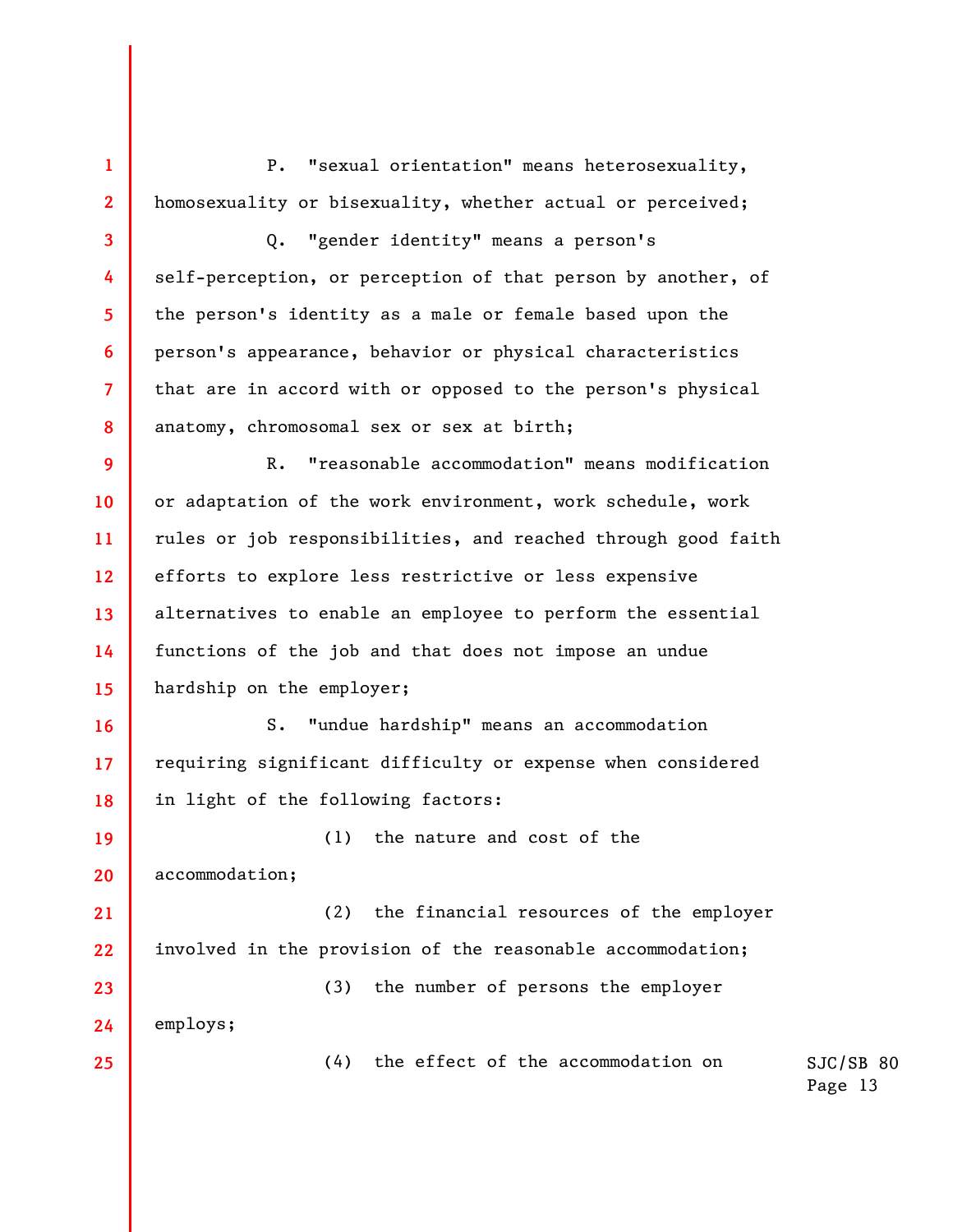P. "sexual orientation" means heterosexuality, homosexuality or bisexuality, whether actual or perceived;

Q. "gender identity" means a person's self-perception, or perception of that person by another, of the person's identity as a male or female based upon the person's appearance, behavior or physical characteristics that are in accord with or opposed to the person's physical anatomy, chromosomal sex or sex at birth;

R. "reasonable accommodation" means modification or adaptation of the work environment, work schedule, work rules or job responsibilities, and reached through good faith efforts to explore less restrictive or less expensive alternatives to enable an employee to perform the essential functions of the job and that does not impose an undue hardship on the employer;

S. "undue hardship" means an accommodation requiring significant difficulty or expense when considered in light of the following factors:

(1) the nature and cost of the accommodation;

(2) the financial resources of the employer involved in the provision of the reasonable accommodation;

(3) the number of persons the employer employs;

(4) the effect of the accommodation on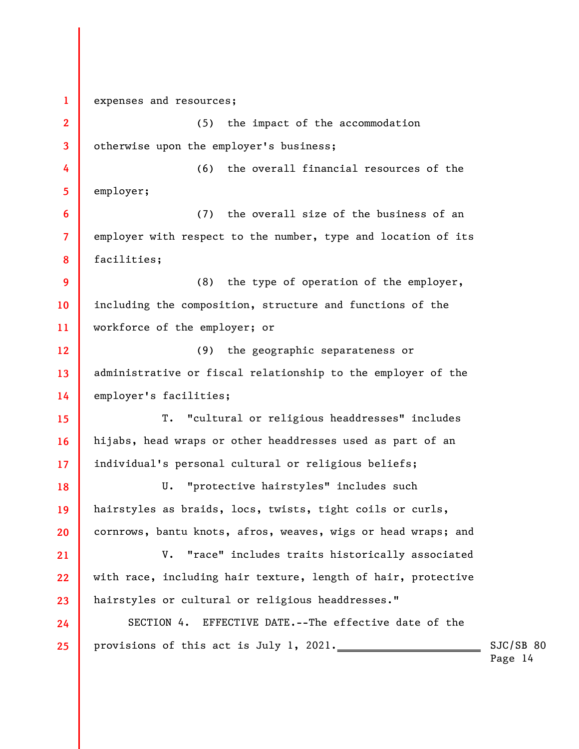expenses and resources;

(5) the impact of the accommodation otherwise upon the employer's business;

(6) the overall financial resources of the employer;

(7) the overall size of the business of an employer with respect to the number, type and location of its facilities;

(8) the type of operation of the employer, including the composition, structure and functions of the workforce of the employer; or

(9) the geographic separateness or administrative or fiscal relationship to the employer of the employer's facilities;

T. "cultural or religious headdresses" includes hijabs, head wraps or other headdresses used as part of an individual's personal cultural or religious beliefs;

U. "protective hairstyles" includes such hairstyles as braids, locs, twists, tight coils or curls, cornrows, bantu knots, afros, weaves, wigs or head wraps; and

V. "race" includes traits historically associated with race, including hair texture, length of hair, protective hairstyles or cultural or religious headdresses."

SECTION 4. EFFECTIVE DATE.--The effective date of the provisions of this act is July 1, 2021.

SJC/SB 80